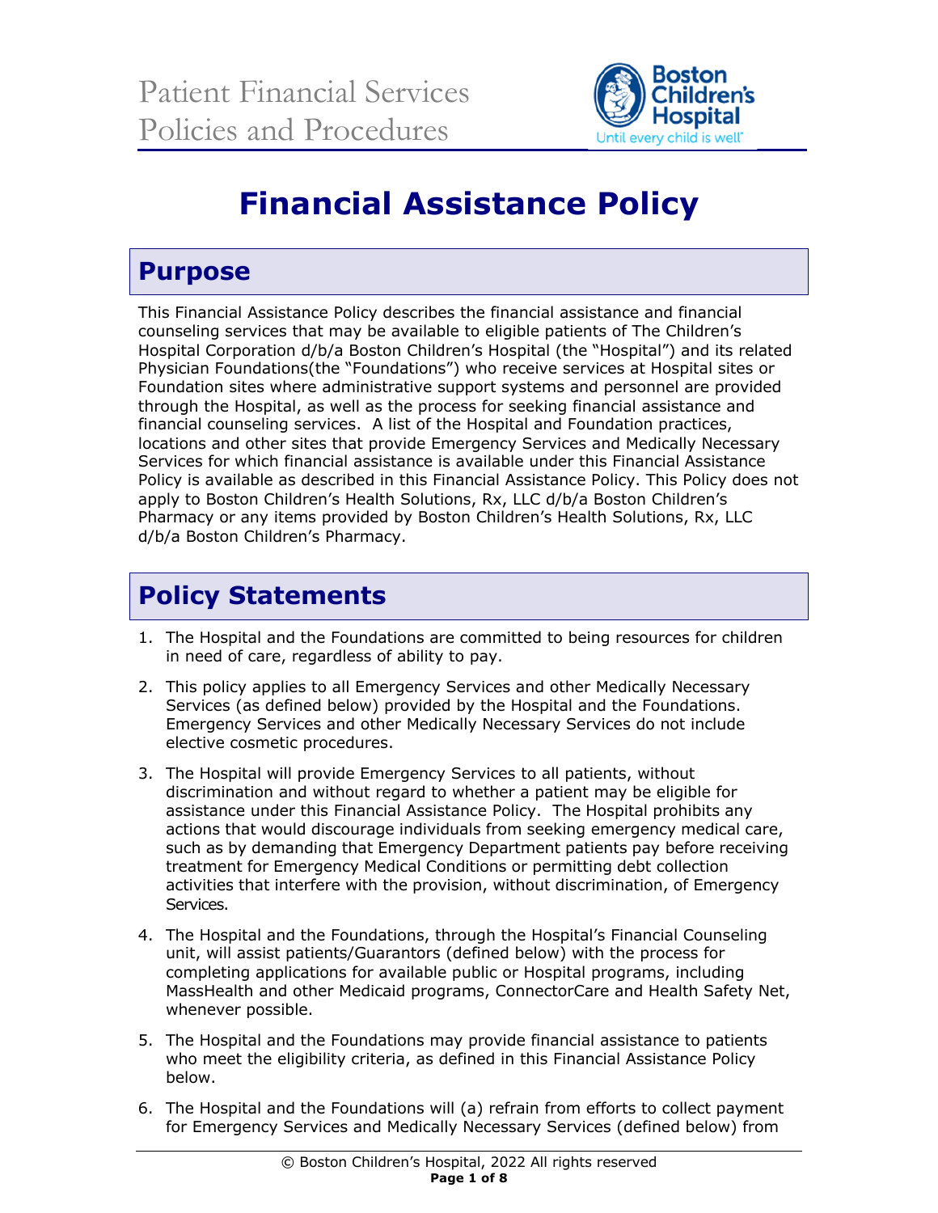# Financial Assistance Policy

## Purpose

This Financial Assistance Policy describes the financial assistance and financial counseling services that may be available to eligible patients of The Children's Hospital Corporation d/b/a Boston Children's Hospital (the "Hospital") and its related Physician Foundations(the "Foundations") who receive services at Hospital sites or Foundation sites where administrative support systems and personnel are provided through the Hospital, as well as the process for seeking financial assistance and financial counseling services. A list of the Hospital and Foundation practices, locations and other sites that provide Emergency Services and Medically Necessary Services for which financial assistance is available under this Financial Assistance Policy is available as described in this Financial Assistance Policy. This Policy does not apply to Boston Children's Health Solutions, Rx, LLC d/b/a Boston Children's Pharmacy or any items provided by Boston Children's Health Solutions, Rx, LLC d/b/a Boston Children's Pharmacy.

## Policy Statements

1. The Hospital and the Foundations are committed to being resources for children in need of care, regardless of ability to pay.
2. This policy applies to all Emergency Services and other Medically Necessary Services (as defined below) provided by the Hospital and the Foundations. Emergency Services and other Medically Necessary Services do not include elective cosmetic procedures.
3. The Hospital will provide Emergency Services to all patients, without discrimination and without regard to whether a patient may be eligible for assistance under this Financial Assistance Policy. The Hospital prohibits any actions that would discourage individuals from seeking emergency medical care, such as by demanding that Emergency Department patients pay before receiving treatment for Emergency Medical Conditions or permitting debt collection activities that interfere with the provision, without discrimination, of Emergency Services.
4. The Hospital and the Foundations, through the Hospital's Financial Counseling unit, will assist patients/Guarantors (defined below) with the process for completing applications for available public or Hospital programs, including MassHealth and other Medicaid programs, ConnectorCare and Health Safety Net, whenever possible.
5. The Hospital and the Foundations may provide financial assistance to patients who meet the eligibility criteria, as defined in this Financial Assistance Policy below.
6. The Hospital and the Foundations will (a) refrain from efforts to collect payment for Emergency Services and Medically Necessary Services (defined below) from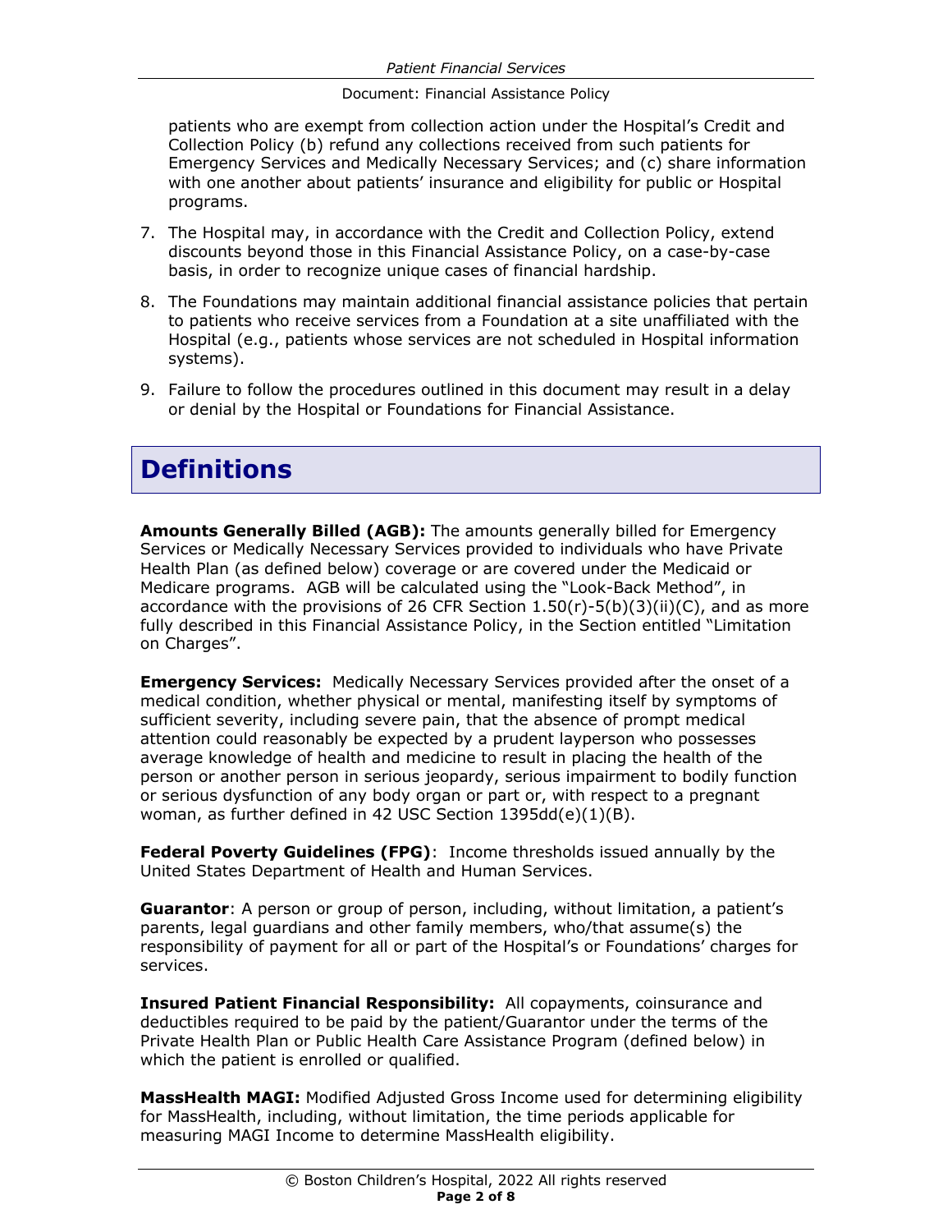patients who are exempt from collection action under the Hospital's Credit and Collection Policy (b) refund any collections received from such patients for Emergency Services and Medically Necessary Services; and (c) share information with one another about patients' insurance and eligibility for public or Hospital programs.

7. The Hospital may, in accordance with the Credit and Collection Policy, extend discounts beyond those in this Financial Assistance Policy, on a case-by-case basis, in order to recognize unique cases of financial hardship.

8. The Foundations may maintain additional financial assistance policies that pertain to patients who receive services from a Foundation at a site unaffiliated with the Hospital (e.g., patients whose services are not scheduled in Hospital information systems).

9. Failure to follow the procedures outlined in this document may result in a delay or denial by the Hospital or Foundations for Financial Assistance.

# Definitions

**Amounts Generally Billed (AGB):** The amounts generally billed for Emergency Services or Medically Necessary Services provided to individuals who have Private Health Plan (as defined below) coverage or are covered under the Medicaid or Medicare programs. AGB will be calculated using the "Look-Back Method", in accordance with the provisions of 26 CFR Section 1.50(r)-5(b)(3)(ii)(C), and as more fully described in this Financial Assistance Policy, in the Section entitled "Limitation on Charges".

**Emergency Services:** Medically Necessary Services provided after the onset of a medical condition, whether physical or mental, manifesting itself by symptoms of sufficient severity, including severe pain, that the absence of prompt medical attention could reasonably be expected by a prudent layperson who possesses average knowledge of health and medicine to result in placing the health of the person or another person in serious jeopardy, serious impairment to bodily function or serious dysfunction of any body organ or part or, with respect to a pregnant woman, as further defined in 42 USC Section 1395dd(e)(1)(B).

**Federal Poverty Guidelines (FPG)**: Income thresholds issued annually by the United States Department of Health and Human Services.

**Guarantor**: A person or group of person, including, without limitation, a patient's parents, legal guardians and other family members, who/that assume(s) the responsibility of payment for all or part of the Hospital's or Foundations' charges for services.

**Insured Patient Financial Responsibility:** All copayments, coinsurance and deductibles required to be paid by the patient/Guarantor under the terms of the Private Health Plan or Public Health Care Assistance Program (defined below) in which the patient is enrolled or qualified.

**MassHealth MAGI:** Modified Adjusted Gross Income used for determining eligibility for MassHealth, including, without limitation, the time periods applicable for measuring MAGI Income to determine MassHealth eligibility.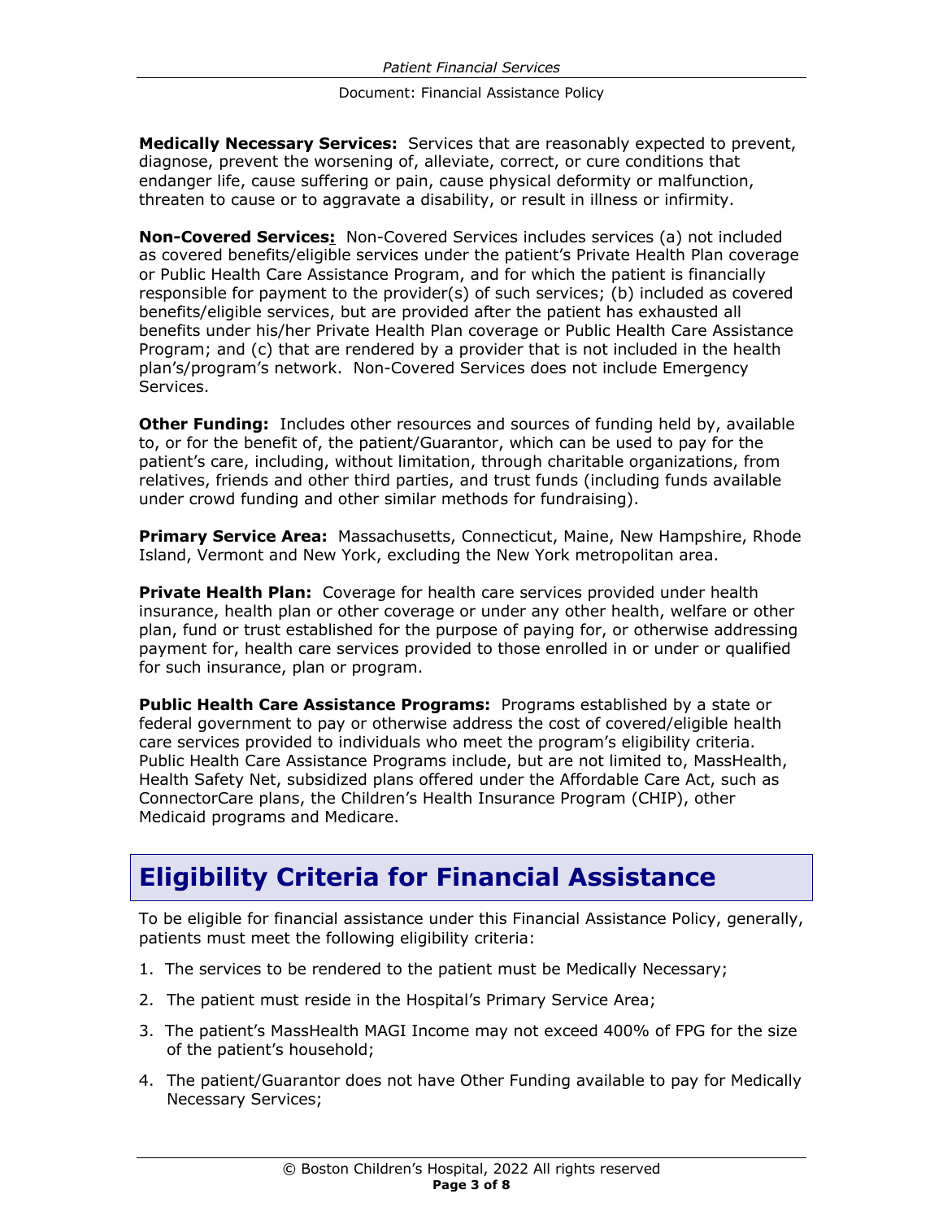**Medically Necessary Services:** Services that are reasonably expected to prevent, diagnose, prevent the worsening of, alleviate, correct, or cure conditions that endanger life, cause suffering or pain, cause physical deformity or malfunction, threaten to cause or to aggravate a disability, or result in illness or infirmity.

**Non-Covered Services:** Non-Covered Services includes services (a) not included as covered benefits/eligible services under the patient's Private Health Plan coverage or Public Health Care Assistance Program, and for which the patient is financially responsible for payment to the provider(s) of such services; (b) included as covered benefits/eligible services, but are provided after the patient has exhausted all benefits under his/her Private Health Plan coverage or Public Health Care Assistance Program; and (c) that are rendered by a provider that is not included in the health plan's/program's network. Non-Covered Services does not include Emergency Services.

**Other Funding:** Includes other resources and sources of funding held by, available to, or for the benefit of, the patient/Guarantor, which can be used to pay for the patient's care, including, without limitation, through charitable organizations, from relatives, friends and other third parties, and trust funds (including funds available under crowd funding and other similar methods for fundraising).

**Primary Service Area:** Massachusetts, Connecticut, Maine, New Hampshire, Rhode Island, Vermont and New York, excluding the New York metropolitan area.

**Private Health Plan:** Coverage for health care services provided under health insurance, health plan or other coverage or under any other health, welfare or other plan, fund or trust established for the purpose of paying for, or otherwise addressing payment for, health care services provided to those enrolled in or under or qualified for such insurance, plan or program.

**Public Health Care Assistance Programs:** Programs established by a state or federal government to pay or otherwise address the cost of covered/eligible health care services provided to individuals who meet the program's eligibility criteria. Public Health Care Assistance Programs include, but are not limited to, MassHealth, Health Safety Net, subsidized plans offered under the Affordable Care Act, such as ConnectorCare plans, the Children's Health Insurance Program (CHIP), other Medicaid programs and Medicare.

## Eligibility Criteria for Financial Assistance

To be eligible for financial assistance under this Financial Assistance Policy, generally, patients must meet the following eligibility criteria:

1. The services to be rendered to the patient must be Medically Necessary;
2. The patient must reside in the Hospital's Primary Service Area;
3. The patient's MassHealth MAGI Income may not exceed 400% of FPG for the size of the patient's household;
4. The patient/Guarantor does not have Other Funding available to pay for Medically Necessary Services;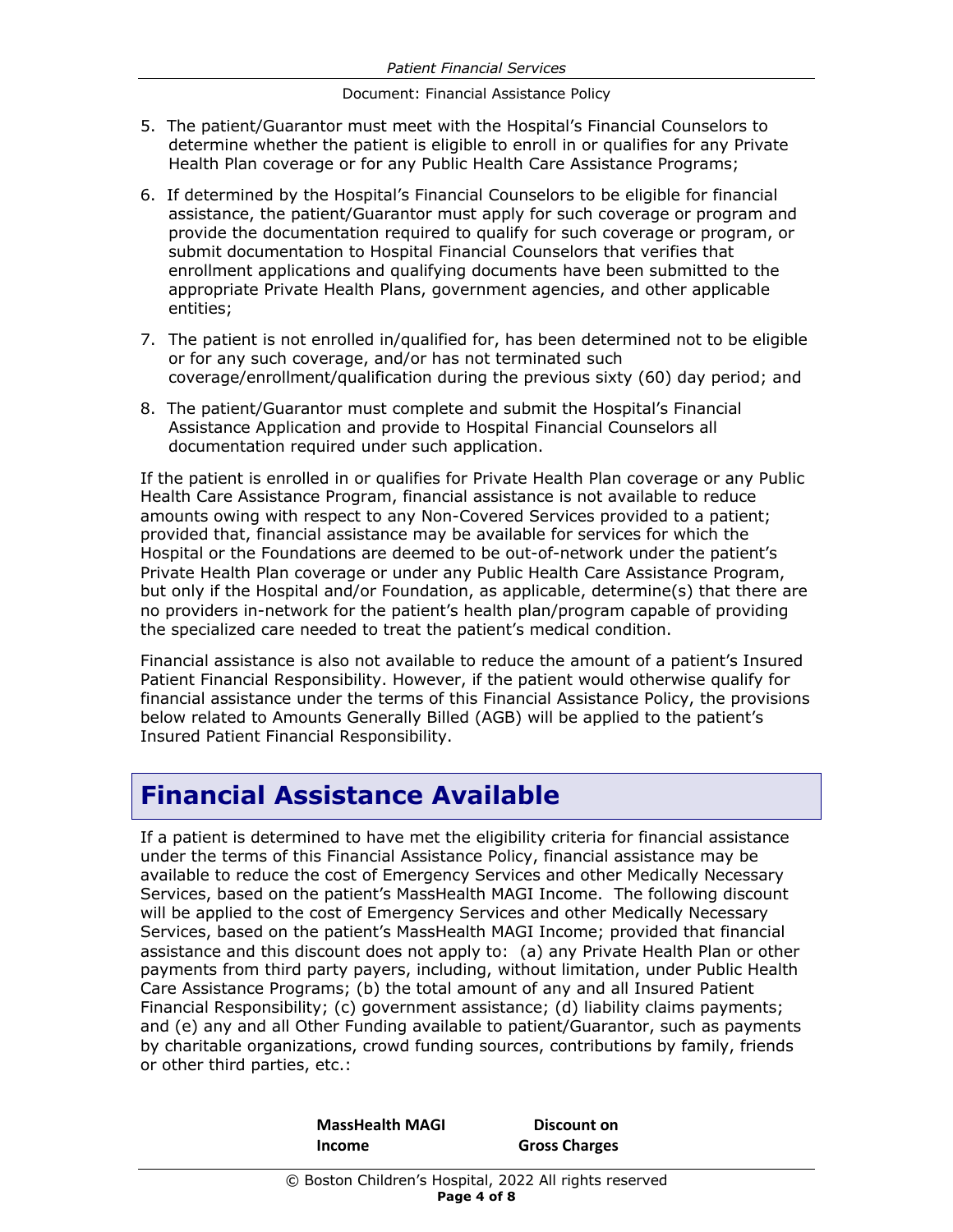5. The patient/Guarantor must meet with the Hospital's Financial Counselors to determine whether the patient is eligible to enroll in or qualifies for any Private Health Plan coverage or for any Public Health Care Assistance Programs;

6. If determined by the Hospital's Financial Counselors to be eligible for financial assistance, the patient/Guarantor must apply for such coverage or program and provide the documentation required to qualify for such coverage or program, or submit documentation to Hospital Financial Counselors that verifies that enrollment applications and qualifying documents have been submitted to the appropriate Private Health Plans, government agencies, and other applicable entities;

7. The patient is not enrolled in/qualified for, has been determined not to be eligible or for any such coverage, and/or has not terminated such coverage/enrollment/qualification during the previous sixty (60) day period; and

8. The patient/Guarantor must complete and submit the Hospital's Financial Assistance Application and provide to Hospital Financial Counselors all documentation required under such application.

If the patient is enrolled in or qualifies for Private Health Plan coverage or any Public Health Care Assistance Program, financial assistance is not available to reduce amounts owing with respect to any Non-Covered Services provided to a patient; provided that, financial assistance may be available for services for which the Hospital or the Foundations are deemed to be out-of-network under the patient's Private Health Plan coverage or under any Public Health Care Assistance Program, but only if the Hospital and/or Foundation, as applicable, determine(s) that there are no providers in-network for the patient's health plan/program capable of providing the specialized care needed to treat the patient's medical condition.

Financial assistance is also not available to reduce the amount of a patient's Insured Patient Financial Responsibility. However, if the patient would otherwise qualify for financial assistance under the terms of this Financial Assistance Policy, the provisions below related to Amounts Generally Billed (AGB) will be applied to the patient's Insured Patient Financial Responsibility.

## Financial Assistance Available

If a patient is determined to have met the eligibility criteria for financial assistance under the terms of this Financial Assistance Policy, financial assistance may be available to reduce the cost of Emergency Services and other Medically Necessary Services, based on the patient's MassHealth MAGI Income. The following discount will be applied to the cost of Emergency Services and other Medically Necessary Services, based on the patient's MassHealth MAGI Income; provided that financial assistance and this discount does not apply to: (a) any Private Health Plan or other payments from third party payers, including, without limitation, under Public Health Care Assistance Programs; (b) the total amount of any and all Insured Patient Financial Responsibility; (c) government assistance; (d) liability claims payments; and (e) any and all Other Funding available to patient/Guarantor, such as payments by charitable organizations, crowd funding sources, contributions by family, friends or other third parties, etc.:

| MassHealth MAGI Income | Discount on Gross Charges |
|---|---|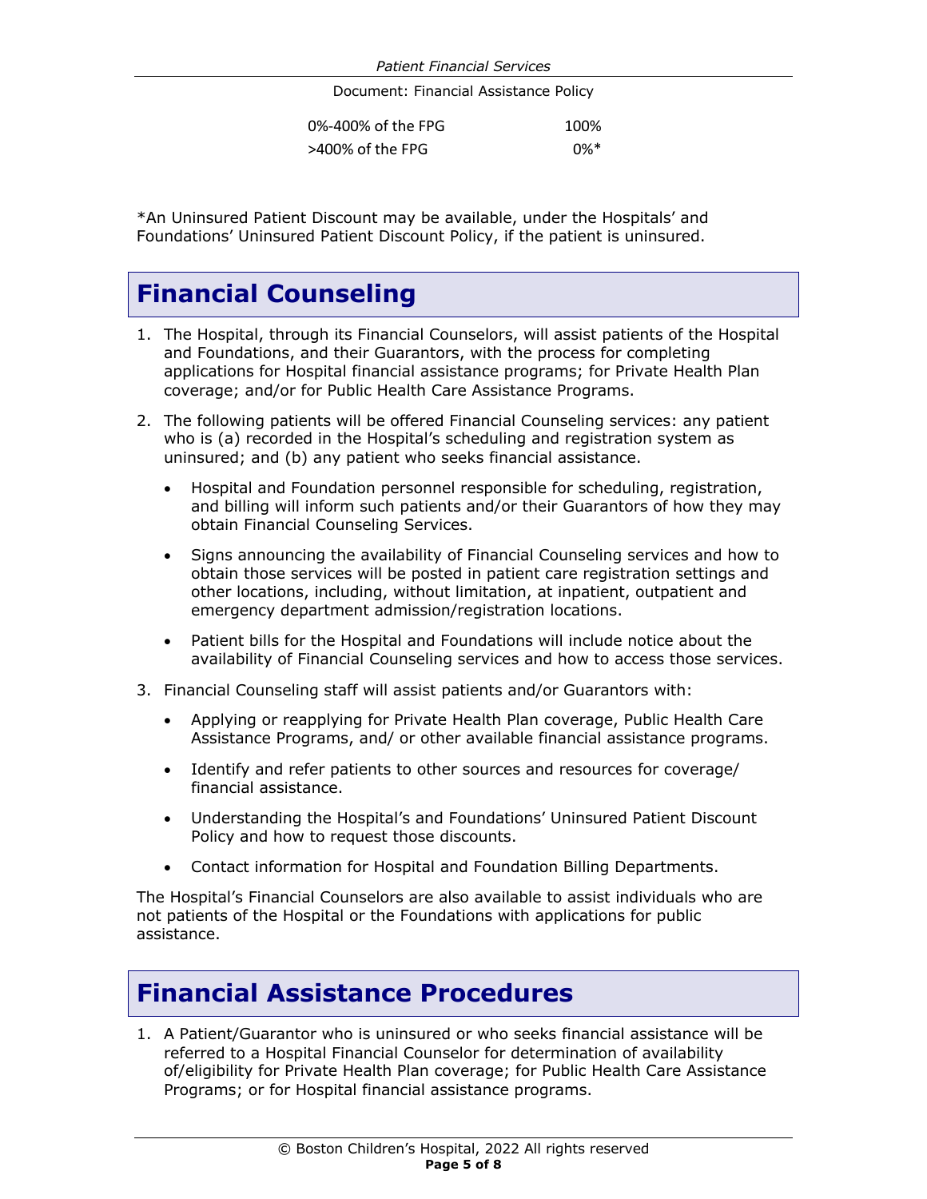| | |
|---|---|
| 0%-400% of the FPG | 100% |
| >400% of the FPG | 0%* |

*An Uninsured Patient Discount may be available, under the Hospitals' and Foundations' Uninsured Patient Discount Policy, if the patient is uninsured.

# Financial Counseling

1. The Hospital, through its Financial Counselors, will assist patients of the Hospital and Foundations, and their Guarantors, with the process for completing applications for Hospital financial assistance programs; for Private Health Plan coverage; and/or for Public Health Care Assistance Programs.
2. The following patients will be offered Financial Counseling services: any patient who is (a) recorded in the Hospital's scheduling and registration system as uninsured; and (b) any patient who seeks financial assistance.
   - Hospital and Foundation personnel responsible for scheduling, registration, and billing will inform such patients and/or their Guarantors of how they may obtain Financial Counseling Services.
   - Signs announcing the availability of Financial Counseling services and how to obtain those services will be posted in patient care registration settings and other locations, including, without limitation, at inpatient, outpatient and emergency department admission/registration locations.
   - Patient bills for the Hospital and Foundations will include notice about the availability of Financial Counseling services and how to access those services.
3. Financial Counseling staff will assist patients and/or Guarantors with:
   - Applying or reapplying for Private Health Plan coverage, Public Health Care Assistance Programs, and/ or other available financial assistance programs.
   - Identify and refer patients to other sources and resources for coverage/ financial assistance.
   - Understanding the Hospital's and Foundations' Uninsured Patient Discount Policy and how to request those discounts.
   - Contact information for Hospital and Foundation Billing Departments.

The Hospital's Financial Counselors are also available to assist individuals who are not patients of the Hospital or the Foundations with applications for public assistance.

# Financial Assistance Procedures

1. A Patient/Guarantor who is uninsured or who seeks financial assistance will be referred to a Hospital Financial Counselor for determination of availability of/eligibility for Private Health Plan coverage; for Public Health Care Assistance Programs; or for Hospital financial assistance programs.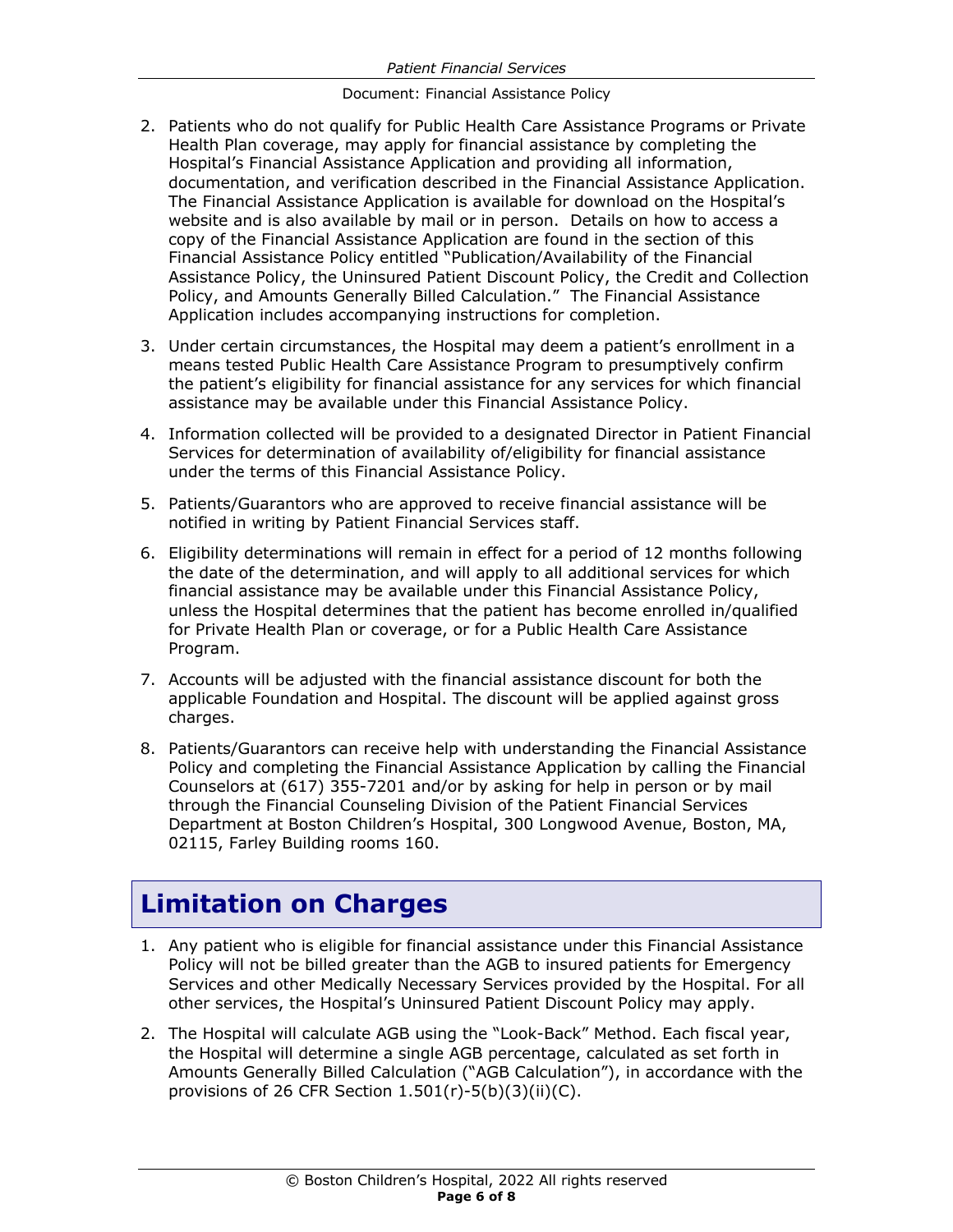2. Patients who do not qualify for Public Health Care Assistance Programs or Private Health Plan coverage, may apply for financial assistance by completing the Hospital's Financial Assistance Application and providing all information, documentation, and verification described in the Financial Assistance Application. The Financial Assistance Application is available for download on the Hospital's website and is also available by mail or in person. Details on how to access a copy of the Financial Assistance Application are found in the section of this Financial Assistance Policy entitled "Publication/Availability of the Financial Assistance Policy, the Uninsured Patient Discount Policy, the Credit and Collection Policy, and Amounts Generally Billed Calculation." The Financial Assistance Application includes accompanying instructions for completion.

3. Under certain circumstances, the Hospital may deem a patient's enrollment in a means tested Public Health Care Assistance Program to presumptively confirm the patient's eligibility for financial assistance for any services for which financial assistance may be available under this Financial Assistance Policy.

4. Information collected will be provided to a designated Director in Patient Financial Services for determination of availability of/eligibility for financial assistance under the terms of this Financial Assistance Policy.

5. Patients/Guarantors who are approved to receive financial assistance will be notified in writing by Patient Financial Services staff.

6. Eligibility determinations will remain in effect for a period of 12 months following the date of the determination, and will apply to all additional services for which financial assistance may be available under this Financial Assistance Policy, unless the Hospital determines that the patient has become enrolled in/qualified for Private Health Plan or coverage, or for a Public Health Care Assistance Program.

7. Accounts will be adjusted with the financial assistance discount for both the applicable Foundation and Hospital. The discount will be applied against gross charges.

8. Patients/Guarantors can receive help with understanding the Financial Assistance Policy and completing the Financial Assistance Application by calling the Financial Counselors at (617) 355-7201 and/or by asking for help in person or by mail through the Financial Counseling Division of the Patient Financial Services Department at Boston Children's Hospital, 300 Longwood Avenue, Boston, MA, 02115, Farley Building rooms 160.

# Limitation on Charges

1. Any patient who is eligible for financial assistance under this Financial Assistance Policy will not be billed greater than the AGB to insured patients for Emergency Services and other Medically Necessary Services provided by the Hospital. For all other services, the Hospital's Uninsured Patient Discount Policy may apply.

2. The Hospital will calculate AGB using the "Look-Back" Method. Each fiscal year, the Hospital will determine a single AGB percentage, calculated as set forth in Amounts Generally Billed Calculation ("AGB Calculation"), in accordance with the provisions of 26 CFR Section 1.501(r)-5(b)(3)(ii)(C).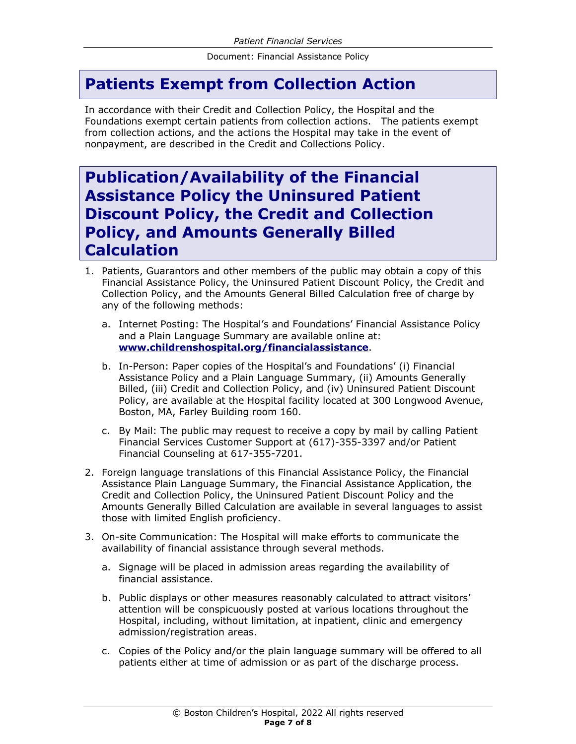## Patients Exempt from Collection Action

In accordance with their Credit and Collection Policy, the Hospital and the Foundations exempt certain patients from collection actions. The patients exempt from collection actions, and the actions the Hospital may take in the event of nonpayment, are described in the Credit and Collections Policy.

## Publication/Availability of the Financial Assistance Policy the Uninsured Patient Discount Policy, the Credit and Collection Policy, and Amounts Generally Billed Calculation

1. Patients, Guarantors and other members of the public may obtain a copy of this Financial Assistance Policy, the Uninsured Patient Discount Policy, the Credit and Collection Policy, and the Amounts General Billed Calculation free of charge by any of the following methods:
   a. Internet Posting: The Hospital's and Foundations' Financial Assistance Policy and a Plain Language Summary are available online at: **www.childrenshospital.org/financialassistance**.
   b. In-Person: Paper copies of the Hospital's and Foundations' (i) Financial Assistance Policy and a Plain Language Summary, (ii) Amounts Generally Billed, (iii) Credit and Collection Policy, and (iv) Uninsured Patient Discount Policy, are available at the Hospital facility located at 300 Longwood Avenue, Boston, MA, Farley Building room 160.
   c. By Mail: The public may request to receive a copy by mail by calling Patient Financial Services Customer Support at (617)-355-3397 and/or Patient Financial Counseling at 617-355-7201.
2. Foreign language translations of this Financial Assistance Policy, the Financial Assistance Plain Language Summary, the Financial Assistance Application, the Credit and Collection Policy, the Uninsured Patient Discount Policy and the Amounts Generally Billed Calculation are available in several languages to assist those with limited English proficiency.
3. On-site Communication: The Hospital will make efforts to communicate the availability of financial assistance through several methods.
   a. Signage will be placed in admission areas regarding the availability of financial assistance.
   b. Public displays or other measures reasonably calculated to attract visitors' attention will be conspicuously posted at various locations throughout the Hospital, including, without limitation, at inpatient, clinic and emergency admission/registration areas.
   c. Copies of the Policy and/or the plain language summary will be offered to all patients either at time of admission or as part of the discharge process.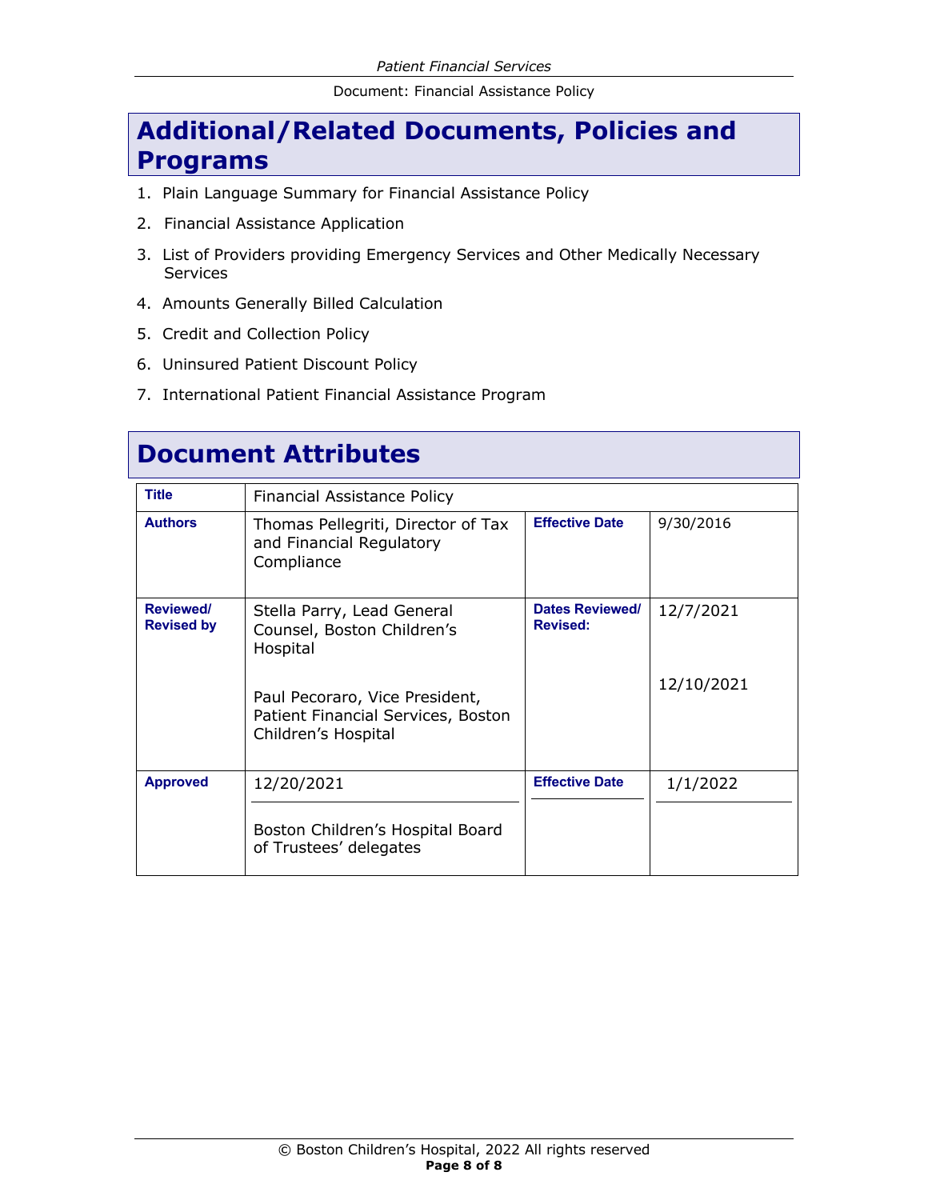## Additional/Related Documents, Policies and Programs

1. Plain Language Summary for Financial Assistance Policy
2. Financial Assistance Application
3. List of Providers providing Emergency Services and Other Medically Necessary Services
4. Amounts Generally Billed Calculation
5. Credit and Collection Policy
6. Uninsured Patient Discount Policy
7. International Patient Financial Assistance Program

## Document Attributes

| | | | |
|---|---|---|---|
| **Title** | Financial Assistance Policy | | |
| **Authors** | Thomas Pellegriti, Director of Tax and Financial Regulatory Compliance | **Effective Date** | 9/30/2016 |
| **Reviewed/ Revised by** | Stella Parry, Lead General Counsel, Boston Children's Hospital<br><br>Paul Pecoraro, Vice President, Patient Financial Services, Boston Children's Hospital | **Dates Reviewed/ Revised:** | 12/7/2021<br><br>12/10/2021 |
| **Approved** | 12/20/2021<br><br>Boston Children's Hospital Board of Trustees' delegates | **Effective Date** | 1/1/2022 |